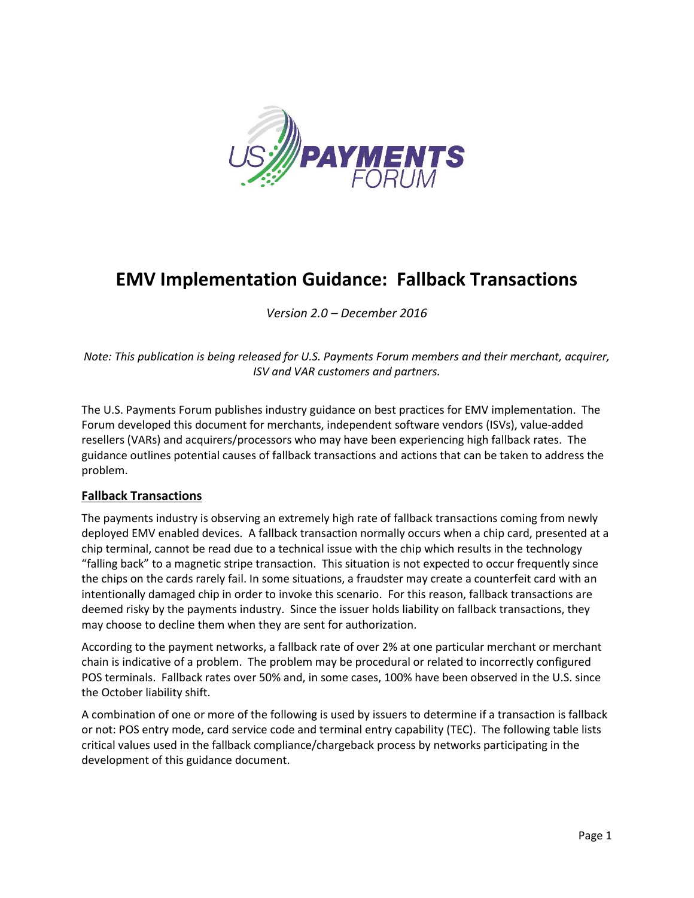# EMV Implementation Guidance: Fallback Transactions

*Version 2.0 – December 2016*

*Note: This publication is being released for U.S. Payments Forum members and their merchant, acquirer, ISV and VAR customers and partners.*

The U.S. Payments Forum publishes industry guidance on best practices for EMV implementation. The Forum developed this document for merchants, independent software vendors (ISVs), value-added resellers (VARs) and acquirers/processors who may have been experiencing high fallback rates. The guidance outlines potential causes of fallback transactions and actions that can be taken to address the problem.

## Fallback Transactions

The payments industry is observing an extremely high rate of fallback transactions coming from newly deployed EMV enabled devices. A fallback transaction normally occurs when a chip card, presented at a chip terminal, cannot be read due to a technical issue with the chip which results in the technology "falling back" to a magnetic stripe transaction. This situation is not expected to occur frequently since the chips on the cards rarely fail. In some situations, a fraudster may create a counterfeit card with an intentionally damaged chip in order to invoke this scenario. For this reason, fallback transactions are deemed risky by the payments industry. Since the issuer holds liability on fallback transactions, they may choose to decline them when they are sent for authorization.

According to the payment networks, a fallback rate of over 2% at one particular merchant or merchant chain is indicative of a problem. The problem may be procedural or related to incorrectly configured POS terminals. Fallback rates over 50% and, in some cases, 100% have been observed in the U.S. since the October liability shift.

A combination of one or more of the following is used by issuers to determine if a transaction is fallback or not: POS entry mode, card service code and terminal entry capability (TEC). The following table lists critical values used in the fallback compliance/chargeback process by networks participating in the development of this guidance document.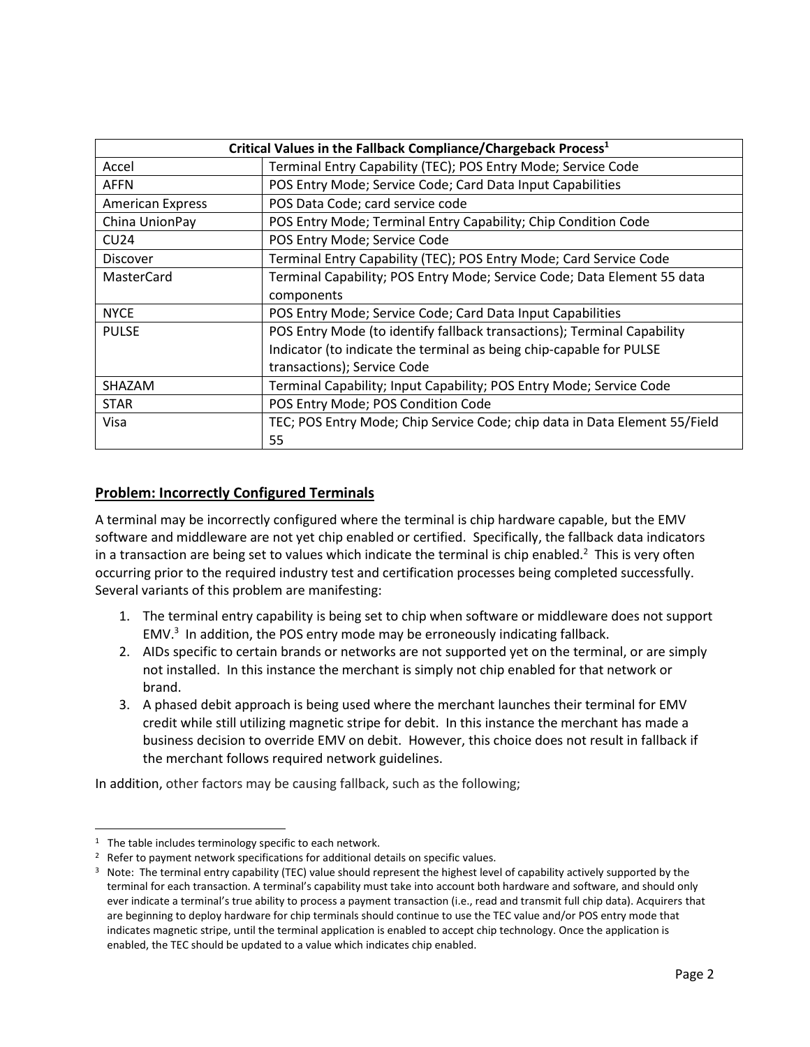| Critical Values in the Fallback Compliance/Chargeback Process[1] | |
|---|---|
| Accel | Terminal Entry Capability (TEC); POS Entry Mode; Service Code |
| AFFN | POS Entry Mode; Service Code; Card Data Input Capabilities |
| American Express | POS Data Code; card service code |
| China UnionPay | POS Entry Mode; Terminal Entry Capability; Chip Condition Code |
| CU24 | POS Entry Mode; Service Code |
| Discover | Terminal Entry Capability (TEC); POS Entry Mode; Card Service Code |
| MasterCard | Terminal Capability; POS Entry Mode; Service Code; Data Element 55 data components |
| NYCE | POS Entry Mode; Service Code; Card Data Input Capabilities |
| PULSE | POS Entry Mode (to identify fallback transactions); Terminal Capability Indicator (to indicate the terminal as being chip-capable for PULSE transactions); Service Code |
| SHAZAM | Terminal Capability; Input Capability; POS Entry Mode; Service Code |
| STAR | POS Entry Mode; POS Condition Code |
| Visa | TEC; POS Entry Mode; Chip Service Code; chip data in Data Element 55/Field 55 |

## Problem: Incorrectly Configured Terminals

A terminal may be incorrectly configured where the terminal is chip hardware capable, but the EMV software and middleware are not yet chip enabled or certified. Specifically, the fallback data indicators in a transaction are being set to values which indicate the terminal is chip enabled.[2] This is very often occurring prior to the required industry test and certification processes being completed successfully. Several variants of this problem are manifesting:

1. The terminal entry capability is being set to chip when software or middleware does not support EMV.[3] In addition, the POS entry mode may be erroneously indicating fallback.
2. AIDs specific to certain brands or networks are not supported yet on the terminal, or are simply not installed. In this instance the merchant is simply not chip enabled for that network or brand.
3. A phased debit approach is being used where the merchant launches their terminal for EMV credit while still utilizing magnetic stripe for debit. In this instance the merchant has made a business decision to override EMV on debit. However, this choice does not result in fallback if the merchant follows required network guidelines.

In addition, other factors may be causing fallback, such as the following;

---

[1] The table includes terminology specific to each network.

[2] Refer to payment network specifications for additional details on specific values.

[3] Note: The terminal entry capability (TEC) value should represent the highest level of capability actively supported by the terminal for each transaction. A terminal's capability must take into account both hardware and software, and should only ever indicate a terminal's true ability to process a payment transaction (i.e., read and transmit full chip data). Acquirers that are beginning to deploy hardware for chip terminals should continue to use the TEC value and/or POS entry mode that indicates magnetic stripe, until the terminal application is enabled to accept chip technology. Once the application is enabled, the TEC should be updated to a value which indicates chip enabled.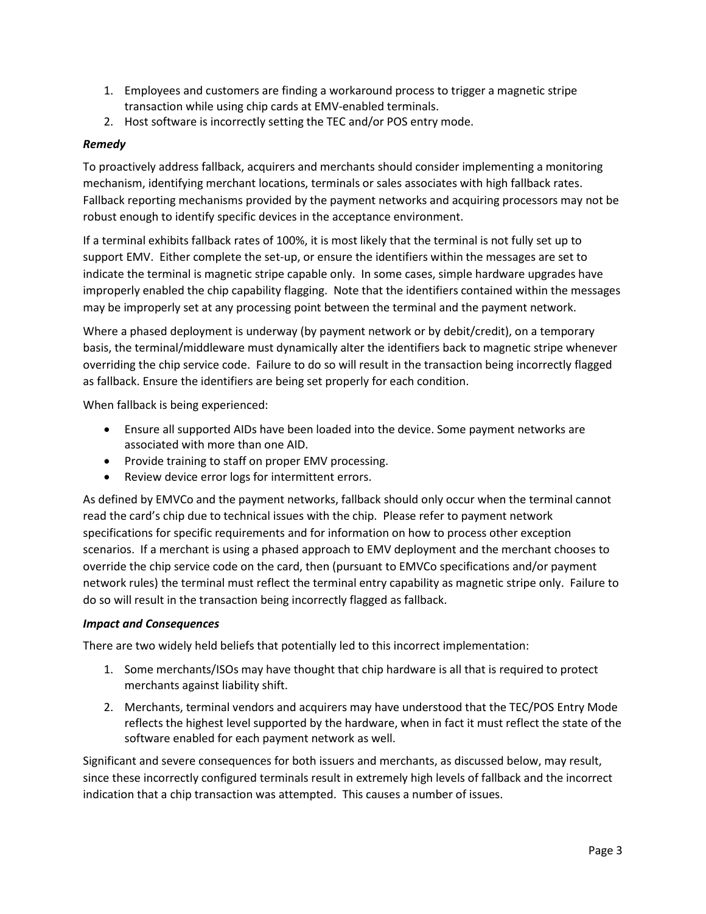1. Employees and customers are finding a workaround process to trigger a magnetic stripe transaction while using chip cards at EMV-enabled terminals.
2. Host software is incorrectly setting the TEC and/or POS entry mode.

***Remedy***

To proactively address fallback, acquirers and merchants should consider implementing a monitoring mechanism, identifying merchant locations, terminals or sales associates with high fallback rates. Fallback reporting mechanisms provided by the payment networks and acquiring processors may not be robust enough to identify specific devices in the acceptance environment.

If a terminal exhibits fallback rates of 100%, it is most likely that the terminal is not fully set up to support EMV. Either complete the set-up, or ensure the identifiers within the messages are set to indicate the terminal is magnetic stripe capable only. In some cases, simple hardware upgrades have improperly enabled the chip capability flagging. Note that the identifiers contained within the messages may be improperly set at any processing point between the terminal and the payment network.

Where a phased deployment is underway (by payment network or by debit/credit), on a temporary basis, the terminal/middleware must dynamically alter the identifiers back to magnetic stripe whenever overriding the chip service code. Failure to do so will result in the transaction being incorrectly flagged as fallback. Ensure the identifiers are being set properly for each condition.

When fallback is being experienced:

- Ensure all supported AIDs have been loaded into the device. Some payment networks are associated with more than one AID.
- Provide training to staff on proper EMV processing.
- Review device error logs for intermittent errors.

As defined by EMVCo and the payment networks, fallback should only occur when the terminal cannot read the card's chip due to technical issues with the chip. Please refer to payment network specifications for specific requirements and for information on how to process other exception scenarios. If a merchant is using a phased approach to EMV deployment and the merchant chooses to override the chip service code on the card, then (pursuant to EMVCo specifications and/or payment network rules) the terminal must reflect the terminal entry capability as magnetic stripe only. Failure to do so will result in the transaction being incorrectly flagged as fallback.

***Impact and Consequences***

There are two widely held beliefs that potentially led to this incorrect implementation:

1. Some merchants/ISOs may have thought that chip hardware is all that is required to protect merchants against liability shift.
2. Merchants, terminal vendors and acquirers may have understood that the TEC/POS Entry Mode reflects the highest level supported by the hardware, when in fact it must reflect the state of the software enabled for each payment network as well.

Significant and severe consequences for both issuers and merchants, as discussed below, may result, since these incorrectly configured terminals result in extremely high levels of fallback and the incorrect indication that a chip transaction was attempted. This causes a number of issues.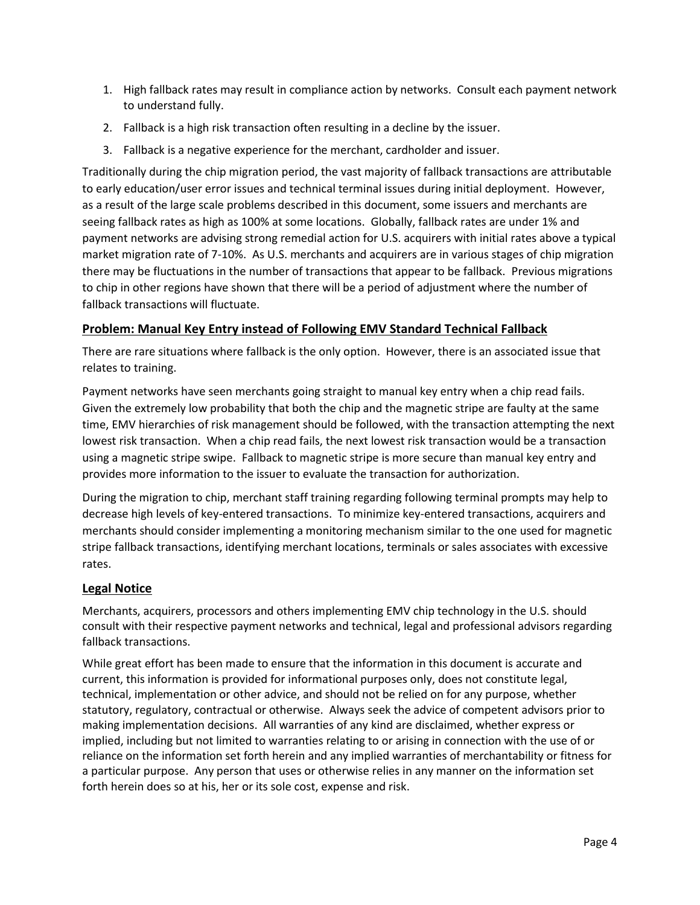1. High fallback rates may result in compliance action by networks. Consult each payment network to understand fully.
2. Fallback is a high risk transaction often resulting in a decline by the issuer.
3. Fallback is a negative experience for the merchant, cardholder and issuer.

Traditionally during the chip migration period, the vast majority of fallback transactions are attributable to early education/user error issues and technical terminal issues during initial deployment. However, as a result of the large scale problems described in this document, some issuers and merchants are seeing fallback rates as high as 100% at some locations. Globally, fallback rates are under 1% and payment networks are advising strong remedial action for U.S. acquirers with initial rates above a typical market migration rate of 7-10%. As U.S. merchants and acquirers are in various stages of chip migration there may be fluctuations in the number of transactions that appear to be fallback. Previous migrations to chip in other regions have shown that there will be a period of adjustment where the number of fallback transactions will fluctuate.

## Problem: Manual Key Entry instead of Following EMV Standard Technical Fallback

There are rare situations where fallback is the only option. However, there is an associated issue that relates to training.

Payment networks have seen merchants going straight to manual key entry when a chip read fails. Given the extremely low probability that both the chip and the magnetic stripe are faulty at the same time, EMV hierarchies of risk management should be followed, with the transaction attempting the next lowest risk transaction. When a chip read fails, the next lowest risk transaction would be a transaction using a magnetic stripe swipe. Fallback to magnetic stripe is more secure than manual key entry and provides more information to the issuer to evaluate the transaction for authorization.

During the migration to chip, merchant staff training regarding following terminal prompts may help to decrease high levels of key-entered transactions. To minimize key-entered transactions, acquirers and merchants should consider implementing a monitoring mechanism similar to the one used for magnetic stripe fallback transactions, identifying merchant locations, terminals or sales associates with excessive rates.

## Legal Notice

Merchants, acquirers, processors and others implementing EMV chip technology in the U.S. should consult with their respective payment networks and technical, legal and professional advisors regarding fallback transactions.

While great effort has been made to ensure that the information in this document is accurate and current, this information is provided for informational purposes only, does not constitute legal, technical, implementation or other advice, and should not be relied on for any purpose, whether statutory, regulatory, contractual or otherwise. Always seek the advice of competent advisors prior to making implementation decisions. All warranties of any kind are disclaimed, whether express or implied, including but not limited to warranties relating to or arising in connection with the use of or reliance on the information set forth herein and any implied warranties of merchantability or fitness for a particular purpose. Any person that uses or otherwise relies in any manner on the information set forth herein does so at his, her or its sole cost, expense and risk.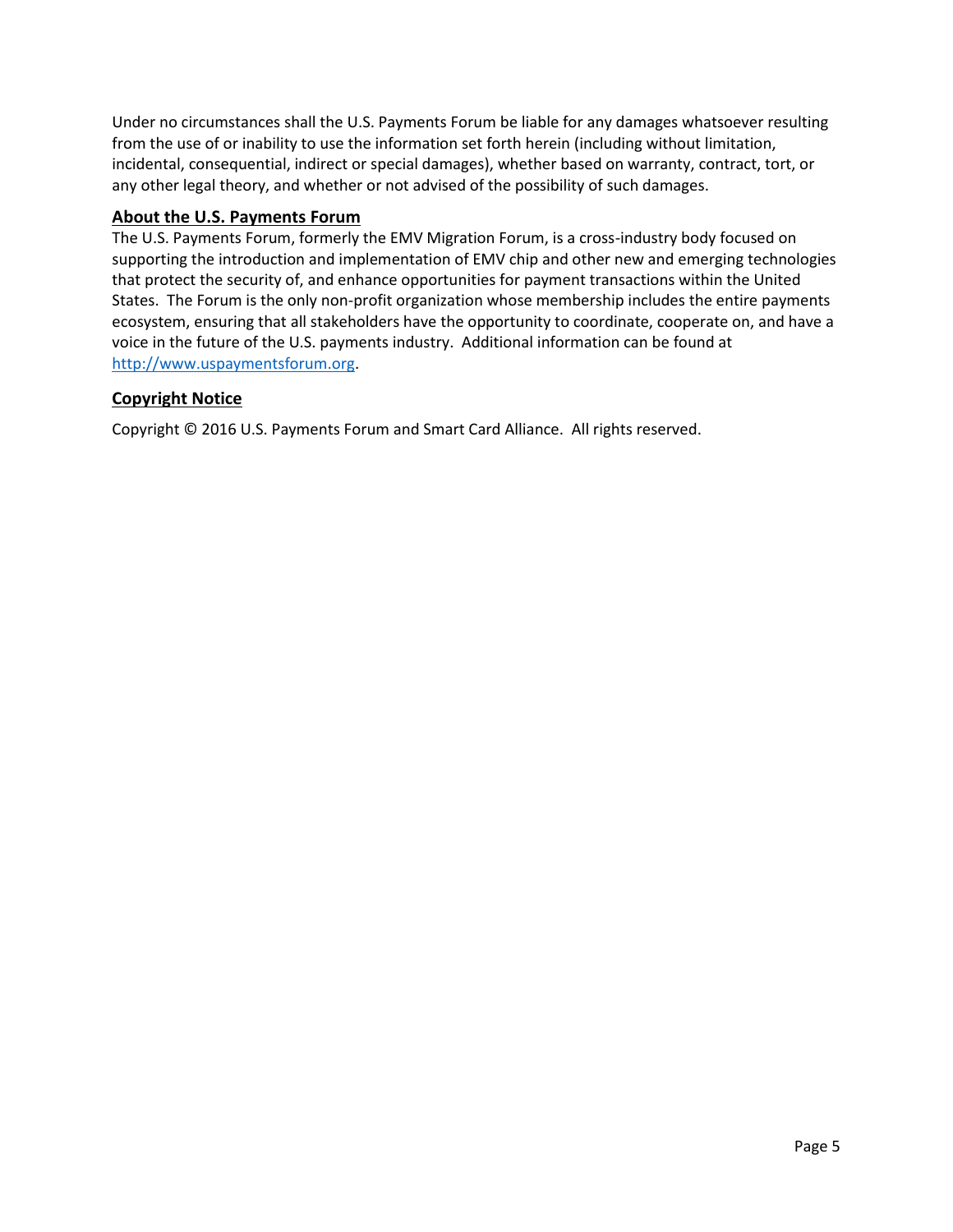Under no circumstances shall the U.S. Payments Forum be liable for any damages whatsoever resulting from the use of or inability to use the information set forth herein (including without limitation, incidental, consequential, indirect or special damages), whether based on warranty, contract, tort, or any other legal theory, and whether or not advised of the possibility of such damages.

## About the U.S. Payments Forum

The U.S. Payments Forum, formerly the EMV Migration Forum, is a cross-industry body focused on supporting the introduction and implementation of EMV chip and other new and emerging technologies that protect the security of, and enhance opportunities for payment transactions within the United States. The Forum is the only non-profit organization whose membership includes the entire payments ecosystem, ensuring that all stakeholders have the opportunity to coordinate, cooperate on, and have a voice in the future of the U.S. payments industry. Additional information can be found at [http://www.uspaymentsforum.org](http://www.uspaymentsforum.org).

## Copyright Notice

Copyright © 2016 U.S. Payments Forum and Smart Card Alliance. All rights reserved.